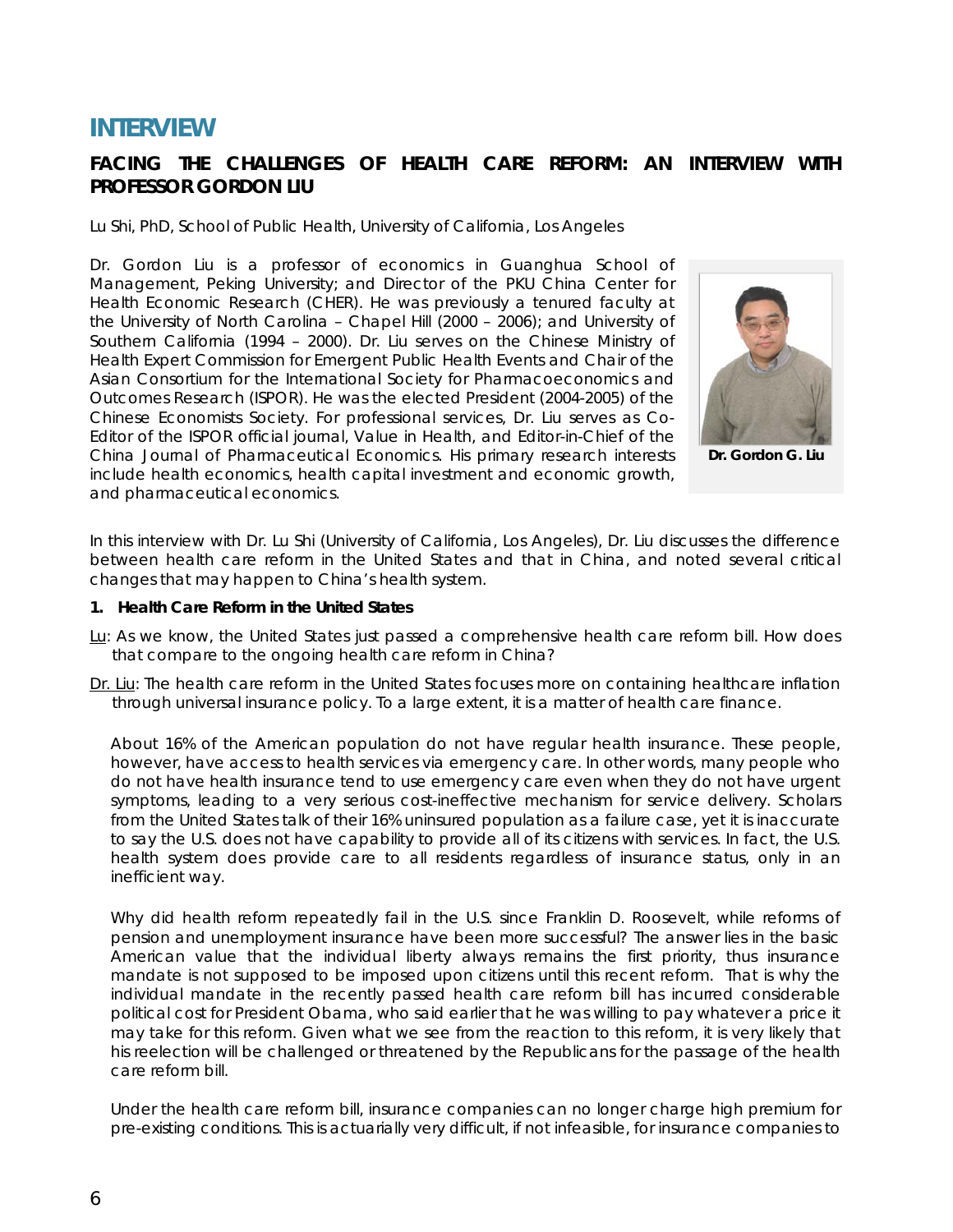# INTERVIEW

## FACING THE CHALLENGES OF HEALTH CARE REFORM: AN INTERVIEW WITH PROFESSOR GORDON LIU

Lu Shi, PhD, School of Public Health, University of California, Los Angeles

Dr. Gordon Liu is a professor of economics in Guanghua School of Management, Peking University; and Director of the PKU China Center for Health Economic Research (CHER). He was previously a tenured faculty at the University of North Carolina – Chapel Hill (2000 – 2006); and University of Southern California (1994 – 2000). Dr. Liu serves on the Chinese Ministry of Health Expert Commission for Emergent Public Health Events and Chair of the Asian Consortium for the International Society for Pharmacoeconomics and Outcomes Research (ISPOR). He was the elected President (2004-2005) of the Chinese Economists Society. For professional services, Dr. Liu serves as Co-Editor of the ISPOR official journal, Value in Health, and Editor-in-Chief of the China Journal of Pharmaceutical Economics. His primary research interests include health economics, health capital investment and economic growth, and pharmaceutical economics.

**Dr. Gordon G. Liu**

In this interview with Dr. Lu Shi (University of California, Los Angeles), Dr. Liu discusses the difference between health care reform in the United States and that in China, and noted several critical changes that may happen to China's health system.

**1. Health Care Reform in the United States**

Lu: As we know, the United States just passed a comprehensive health care reform bill. How does that compare to the ongoing health care reform in China?

Dr. Liu: The health care reform in the United States focuses more on containing healthcare inflation through universal insurance policy. To a large extent, it is a matter of health care finance.

About 16% of the American population do not have regular health insurance. These people, however, have access to health services via emergency care. In other words, many people who do not have health insurance tend to use emergency care even when they do not have urgent symptoms, leading to a very serious cost-ineffective mechanism for service delivery. Scholars from the United States talk of their 16% uninsured population as a failure case, yet it is inaccurate to say the U.S. does not have capability to provide all of its citizens with services. In fact, the U.S. health system does provide care to all residents regardless of insurance status, only in an inefficient way.

Why did health reform repeatedly fail in the U.S. since Franklin D. Roosevelt, while reforms of pension and unemployment insurance have been more successful? The answer lies in the basic American value that the individual liberty always remains the first priority, thus insurance mandate is not supposed to be imposed upon citizens until this recent reform. That is why the individual mandate in the recently passed health care reform bill has incurred considerable political cost for President Obama, who said earlier that he was willing to pay whatever a price it may take for this reform. Given what we see from the reaction to this reform, it is very likely that his reelection will be challenged or threatened by the Republicans for the passage of the health care reform bill.

Under the health care reform bill, insurance companies can no longer charge high premium for pre-existing conditions. This is actuarially very difficult, if not infeasible, for insurance companies to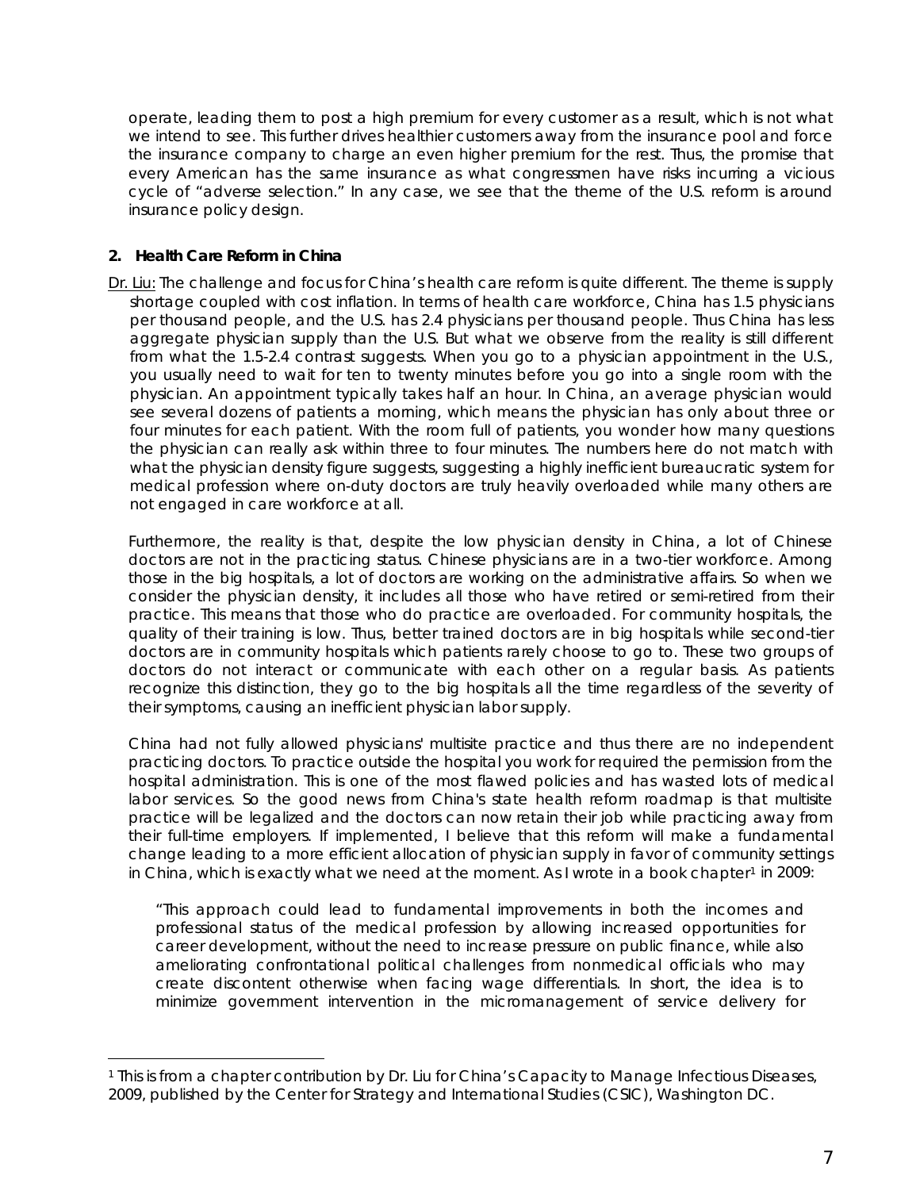operate, leading them to post a high premium for every customer as a result, which is not what we intend to see. This further drives healthier customers away from the insurance pool and force the insurance company to charge an even higher premium for the rest. Thus, the promise that every American has the same insurance as what congressmen have risks incurring a vicious cycle of "adverse selection." In any case, we see that the theme of the U.S. reform is around insurance policy design.

### 2. Health Care Reform in China

Dr. Liu: The challenge and focus for China's health care reform is quite different. The theme is supply shortage coupled with cost inflation. In terms of health care workforce, China has 1.5 physicians per thousand people, and the U.S. has 2.4 physicians per thousand people. Thus China has less aggregate physician supply than the U.S. But what we observe from the reality is still different from what the 1.5-2.4 contrast suggests. When you go to a physician appointment in the U.S., you usually need to wait for ten to twenty minutes before you go into a single room with the physician. An appointment typically takes half an hour. In China, an average physician would see several dozens of patients a morning, which means the physician has only about three or four minutes for each patient. With the room full of patients, you wonder how many questions the physician can really ask within three to four minutes. The numbers here do not match with what the physician density figure suggests, suggesting a highly inefficient bureaucratic system for medical profession where on-duty doctors are truly heavily overloaded while many others are not engaged in care workforce at all.

Furthermore, the reality is that, despite the low physician density in China, a lot of Chinese doctors are not in the practicing status. Chinese physicians are in a two-tier workforce. Among those in the big hospitals, a lot of doctors are working on the administrative affairs. So when we consider the physician density, it includes all those who have retired or semi-retired from their practice. This means that those who do practice are overloaded. For community hospitals, the quality of their training is low. Thus, better trained doctors are in big hospitals while second-tier doctors are in community hospitals which patients rarely choose to go to. These two groups of doctors do not interact or communicate with each other on a regular basis. As patients recognize this distinction, they go to the big hospitals all the time regardless of the severity of their symptoms, causing an inefficient physician labor supply.

China had not fully allowed physicians' multisite practice and thus there are no independent practicing doctors. To practice outside the hospital you work for required the permission from the hospital administration. This is one of the most flawed policies and has wasted lots of medical labor services. So the good news from China's state health reform roadmap is that multisite practice will be legalized and the doctors can now retain their job while practicing away from their full-time employers. If implemented, I believe that this reform will make a fundamental change leading to a more efficient allocation of physician supply in favor of community settings in China, which is exactly what we need at the moment. As I wrote in a book chapter[1] in 2009:

> "This approach could lead to fundamental improvements in both the incomes and professional status of the medical profession by allowing increased opportunities for career development, without the need to increase pressure on public finance, while also ameliorating confrontational political challenges from nonmedical officials who may create discontent otherwise when facing wage differentials. In short, the idea is to minimize government intervention in the micromanagement of service delivery for

---

[1] This is from a chapter contribution by Dr. Liu for China's Capacity to Manage Infectious Diseases, 2009, published by the Center for Strategy and International Studies (CSIC), Washington DC.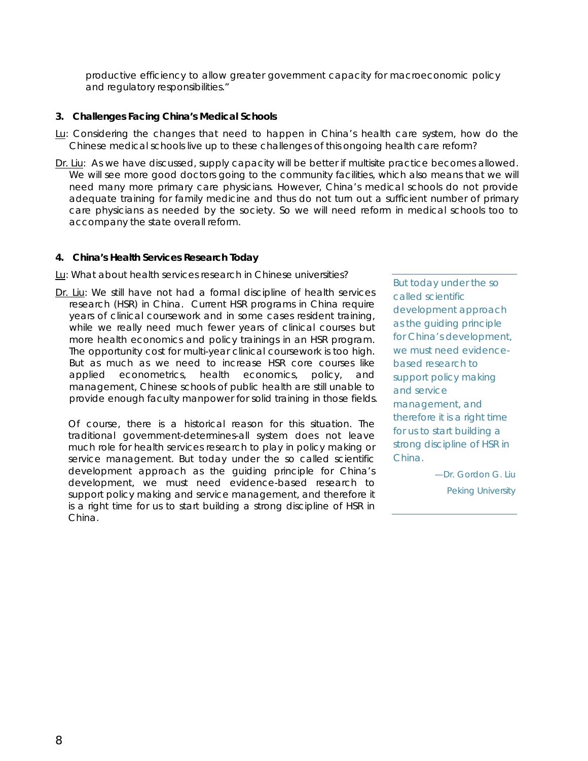productive efficiency to allow greater government capacity for macroeconomic policy and regulatory responsibilities."

### 3. Challenges Facing China's Medical Schools

Lu: Considering the changes that need to happen in China's health care system, how do the Chinese medical schools live up to these challenges of this ongoing health care reform?

Dr. Liu: As we have discussed, supply capacity will be better if multisite practice becomes allowed. We will see more good doctors going to the community facilities, which also means that we will need many more primary care physicians. However, China's medical schools do not provide adequate training for family medicine and thus do not turn out a sufficient number of primary care physicians as needed by the society. So we will need reform in medical schools too to accompany the state overall reform.

### 4. China's Health Services Research Today

Lu: What about health services research in Chinese universities?

Dr. Liu: We still have not had a formal discipline of health services research (HSR) in China. Current HSR programs in China require years of clinical coursework and in some cases resident training, while we really need much fewer years of clinical courses but more health economics and policy trainings in an HSR program. The opportunity cost for multi-year clinical coursework is too high. But as much as we need to increase HSR core courses like applied econometrics, health economics, policy, and management, Chinese schools of public health are still unable to provide enough faculty manpower for solid training in those fields.

Of course, there is a historical reason for this situation. The traditional government-determines-all system does not leave much role for health services research to play in policy making or service management. But today under the so called scientific development approach as the guiding principle for China's development, we must need evidence-based research to support policy making and service management, and therefore it is a right time for us to start building a strong discipline of HSR in China.

> But today under the so called scientific development approach as the guiding principle for China's development, we must need evidence-based research to support policy making and service management, and therefore it is a right time for us to start building a strong discipline of HSR in China.
>
> —Dr. Gordon G. Liu
> Peking University